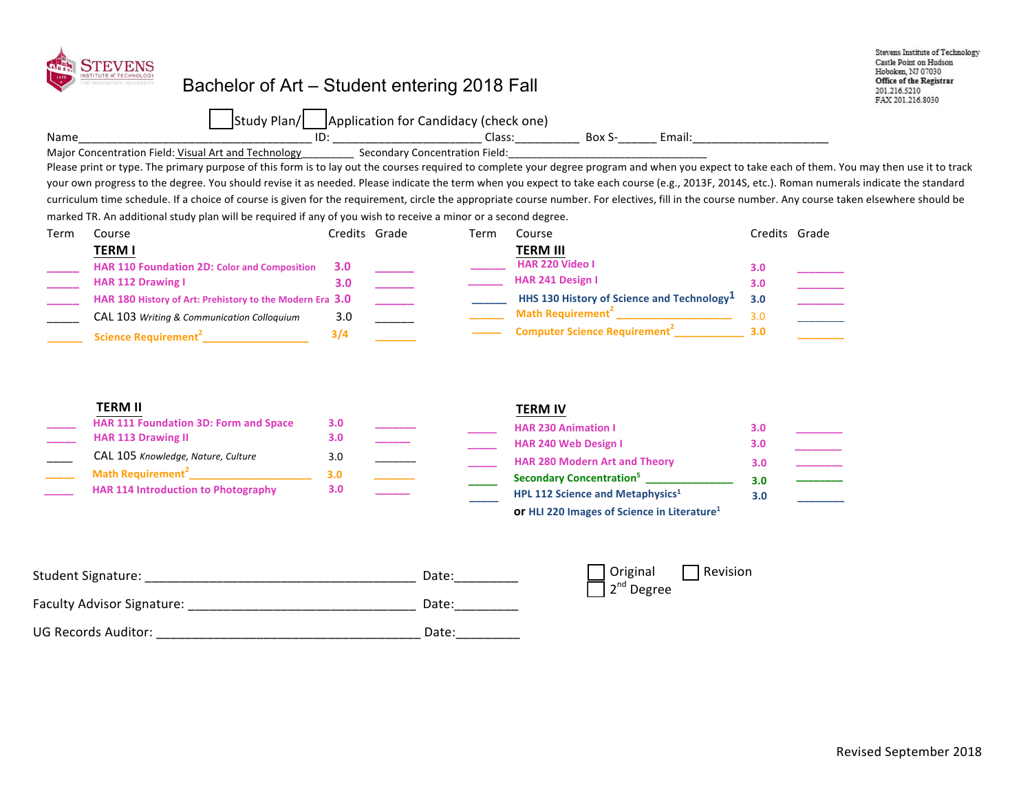STEVENS INSTITUTE of TECHNOLOGY THE INNOVATION UNIVERSITY

Stevens Institute of Technology
Castle Point on Hudson
Hoboken, NJ 07030
**Office of the Registrar**
201.216.5210
FAX 201.216.8030

# Bachelor of Art – Student entering 2018 Fall

☐ Study Plan/ ☐ Application for Candidacy (check one)

Name_________________________________ ID: _______________________ Class:__________ Box S-______ Email:_____________________

Major Concentration Field: Visual Art and Technology_________ Secondary Concentration Field:________________________________

Please print or type. The primary purpose of this form is to lay out the courses required to complete your degree program and when you expect to take each of them. You may then use it to track your own progress to the degree. You should revise it as needed. Please indicate the term when you expect to take each course (e.g., 2013F, 2014S, etc.). Roman numerals indicate the standard curriculum time schedule. If a choice of course is given for the requirement, circle the appropriate course number. For electives, fill in the course number. Any course taken elsewhere should be marked TR. An additional study plan will be required if any of you wish to receive a minor or a second degree.

| Term | Course | Credits | Grade |
|---|---|---|---|
| | **TERM I** | | |
| _____ | **HAR 110 Foundation 2D:** Color and Composition | **3.0** | _______ |
| _____ | **HAR 112 Drawing I** | **3.0** | _______ |
| _____ | **HAR 180** History of Art: Prehistory to the Modern Era | **3.0** | _______ |
| _____ | CAL 103 *Writing & Communication Colloquium* | 3.0 | _______ |
| _____ | **Science Requirement**[2] ________________ | **3/4** | _______ |
| | **TERM II** | | |
| _____ | **HAR 111 Foundation 3D: Form and Space** | **3.0** | _______ |
| _____ | **HAR 113 Drawing II** | **3.0** | _______ |
| _____ | CAL 105 *Knowledge, Nature, Culture* | 3.0 | _______ |
| _____ | **Math Requirement**[2] ________________ | **3.0** | _______ |
| _____ | **HAR 114 Introduction to Photography** | **3.0** | _______ |

| Term | Course | Credits | Grade |
|---|---|---|---|
| | **TERM III** | | |
| _____ | **HAR 220 Video I** | **3.0** | _______ |
| _____ | **HAR 241 Design I** | **3.0** | _______ |
| _____ | **HHS 130 History of Science and Technology**[1] | **3.0** | _______ |
| _____ | **Math Requirement**[2] ________________ | 3.0 | _______ |
| _____ | **Computer Science Requirement**[2] ____________ | **3.0** | _______ |
| | **TERM IV** | | |
| _____ | **HAR 230 Animation I** | **3.0** | _______ |
| _____ | **HAR 240 Web Design I** | **3.0** | _______ |
| _____ | **HAR 280 Modern Art and Theory** | **3.0** | _______ |
| _____ | **Secondary Concentration**[5] ______________ | **3.0** | _______ |
| _____ | **HPL 112 Science and Metaphysics**[1] **or HLI 220 Images of Science in Literature**[1] | **3.0** | _______ |

Student Signature: ______________________________________ Date:_________

Faculty Advisor Signature: ________________________________ Date:_________

UG Records Auditor: _____________________________________ Date:_________

☐ Original ☐ Revision
☐ 2nd Degree

Revised September 2018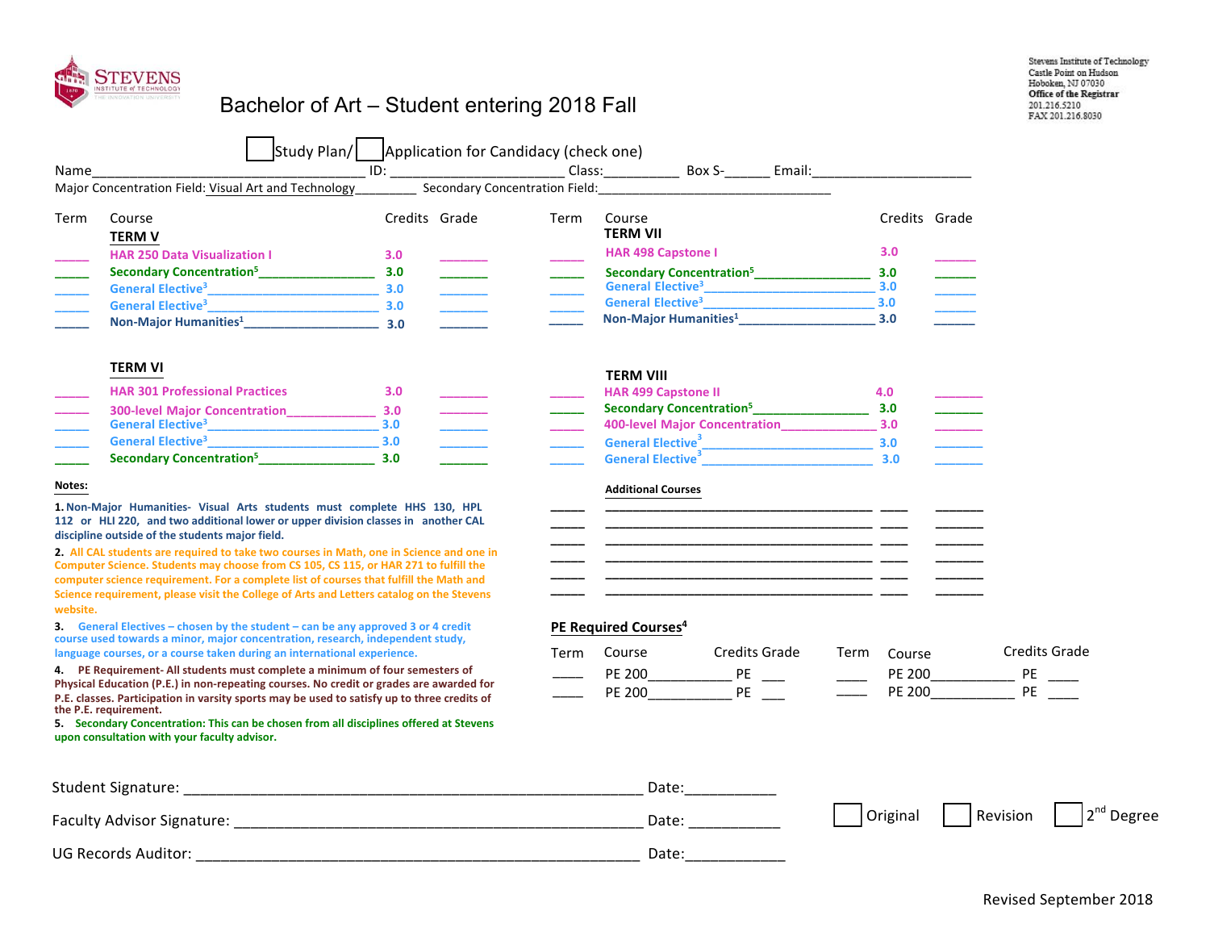STEVENS INSTITUTE of TECHNOLOGY
THE INNOVATION UNIVERSITY

Stevens Institute of Technology
Castle Point on Hudson
Hoboken, NJ 07030
Office of the Registrar
201.216.5210
FAX 201.216.8030

# Bachelor of Art – Student entering 2018 Fall

☐ Study Plan/ ☐ Application for Candidacy (check one)

Name____________________________________ ID: ________________________ Class:__________ Box S-______ Email:______________________

Major Concentration Field: Visual Art and Technology_________ Secondary Concentration Field:_________________________________

| Term | Course | Credits | Grade |
|---|---|---|---|
| | **TERM V** | | |
| _____ | HAR 250 Data Visualization I | 3.0 | _______ |
| _____ | Secondary Concentration[5]________________ | 3.0 | _______ |
| _____ | General Elective[3]________________________ | 3.0 | _______ |
| _____ | General Elective[3]________________________ | 3.0 | _______ |
| _____ | Non-Major Humanities[1]____________________ | 3.0 | _______ |
| | **TERM VI** | | |
| _____ | HAR 301 Professional Practices | 3.0 | _______ |
| _____ | 300-level Major Concentration_____________ | 3.0 | _______ |
| _____ | General Elective[3]________________________ | 3.0 | _______ |
| _____ | General Elective[3]________________________ | 3.0 | _______ |
| _____ | Secondary Concentration[5]________________ | 3.0 | _______ |

| Term | Course | Credits | Grade |
|---|---|---|---|
| | **TERM VII** | | |
| _____ | HAR 498 Capstone I | 3.0 | ______ |
| _____ | Secondary Concentration[5]________________ | 3.0 | ______ |
| _____ | General Elective[3]________________________ | 3.0 | ______ |
| _____ | General Elective[3]________________________ | 3.0 | ______ |
| _____ | Non-Major Humanities[1]____________________ | 3.0 | ______ |
| | **TERM VIII** | | |
| _____ | HAR 499 Capstone II | 4.0 | _______ |
| _____ | Secondary Concentration[5]________________ | 3.0 | _______ |
| _____ | 400-level Major Concentration_____________ | 3.0 | _______ |
| _____ | General Elective[3]________________________ | 3.0 | _______ |
| _____ | General Elective[3]________________________ | 3.0 | _______ |

**Additional Courses**

| | | | |
|---|---|---|---|
| _____ | ______________________________________ | ____ | _______ |
| _____ | ______________________________________ | ____ | _______ |
| _____ | ______________________________________ | ____ | _______ |
| _____ | ______________________________________ | ____ | _______ |
| _____ | ______________________________________ | ____ | _______ |
| _____ | ______________________________________ | ____ | _______ |

**PE Required Courses[4]**

| Term | Course | Credits Grade | Term | Course | Credits Grade |
|---|---|---|---|---|---|
| _____ | PE 200____________ | PE ___ | _____ | PE 200____________ | PE ____ |
| _____ | PE 200____________ | PE ___ | _____ | PE 200____________ | PE ____ |

**Notes:**

1. Non-Major Humanities- Visual Arts students must complete HHS 130, HPL 112 or HLI 220, and two additional lower or upper division classes in another CAL discipline outside of the students major field.
2. All CAL students are required to take two courses in Math, one in Science and one in Computer Science. Students may choose from CS 105, CS 115, or HAR 271 to fulfill the computer science requirement. For a complete list of courses that fulfill the Math and Science requirement, please visit the College of Arts and Letters catalog on the Stevens website.
3. General Electives – chosen by the student – can be any approved 3 or 4 credit course used towards a minor, major concentration, research, independent study, language courses, or a course taken during an international experience.
4. PE Requirement- All students must complete a minimum of four semesters of Physical Education (P.E.) in non-repeating courses. No credit or grades are awarded for P.E. classes. Participation in varsity sports may be used to satisfy up to three credits of the P.E. requirement.
5. Secondary Concentration: This can be chosen from all disciplines offered at Stevens upon consultation with your faculty advisor.

Student Signature: ____________________________________________________ Date:___________

Faculty Advisor Signature: _____________________________________________ Date: ___________

UG Records Auditor: __________________________________________________ Date:____________

☐ Original ☐ Revision ☐ 2nd Degree

Revised September 2018